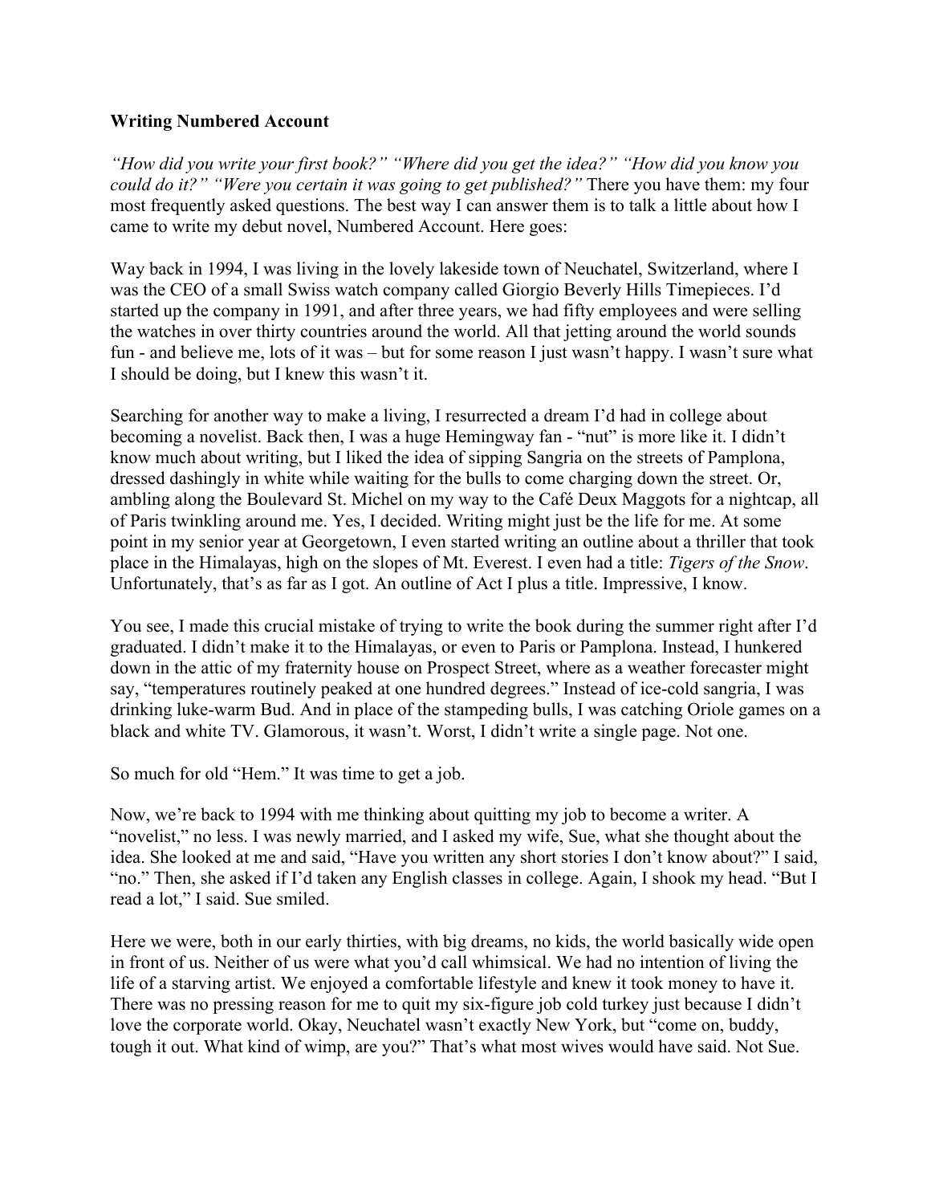**Writing Numbered Account**

*"How did you write your first book?" "Where did you get the idea?" "How did you know you could do it?" "Were you certain it was going to get published?"* There you have them: my four most frequently asked questions. The best way I can answer them is to talk a little about how I came to write my debut novel, Numbered Account. Here goes:

Way back in 1994, I was living in the lovely lakeside town of Neuchatel, Switzerland, where I was the CEO of a small Swiss watch company called Giorgio Beverly Hills Timepieces. I'd started up the company in 1991, and after three years, we had fifty employees and were selling the watches in over thirty countries around the world. All that jetting around the world sounds fun - and believe me, lots of it was – but for some reason I just wasn't happy. I wasn't sure what I should be doing, but I knew this wasn't it.

Searching for another way to make a living, I resurrected a dream I'd had in college about becoming a novelist. Back then, I was a huge Hemingway fan - "nut" is more like it. I didn't know much about writing, but I liked the idea of sipping Sangria on the streets of Pamplona, dressed dashingly in white while waiting for the bulls to come charging down the street. Or, ambling along the Boulevard St. Michel on my way to the Café Deux Maggots for a nightcap, all of Paris twinkling around me. Yes, I decided. Writing might just be the life for me. At some point in my senior year at Georgetown, I even started writing an outline about a thriller that took place in the Himalayas, high on the slopes of Mt. Everest. I even had a title: *Tigers of the Snow*. Unfortunately, that's as far as I got. An outline of Act I plus a title. Impressive, I know.

You see, I made this crucial mistake of trying to write the book during the summer right after I'd graduated. I didn't make it to the Himalayas, or even to Paris or Pamplona. Instead, I hunkered down in the attic of my fraternity house on Prospect Street, where as a weather forecaster might say, "temperatures routinely peaked at one hundred degrees." Instead of ice-cold sangria, I was drinking luke-warm Bud. And in place of the stampeding bulls, I was catching Oriole games on a black and white TV. Glamorous, it wasn't. Worst, I didn't write a single page. Not one.

So much for old "Hem." It was time to get a job.

Now, we're back to 1994 with me thinking about quitting my job to become a writer. A "novelist," no less. I was newly married, and I asked my wife, Sue, what she thought about the idea. She looked at me and said, "Have you written any short stories I don't know about?" I said, "no." Then, she asked if I'd taken any English classes in college. Again, I shook my head. "But I read a lot," I said. Sue smiled.

Here we were, both in our early thirties, with big dreams, no kids, the world basically wide open in front of us. Neither of us were what you'd call whimsical. We had no intention of living the life of a starving artist. We enjoyed a comfortable lifestyle and knew it took money to have it. There was no pressing reason for me to quit my six-figure job cold turkey just because I didn't love the corporate world. Okay, Neuchatel wasn't exactly New York, but "come on, buddy, tough it out. What kind of wimp, are you?" That's what most wives would have said. Not Sue.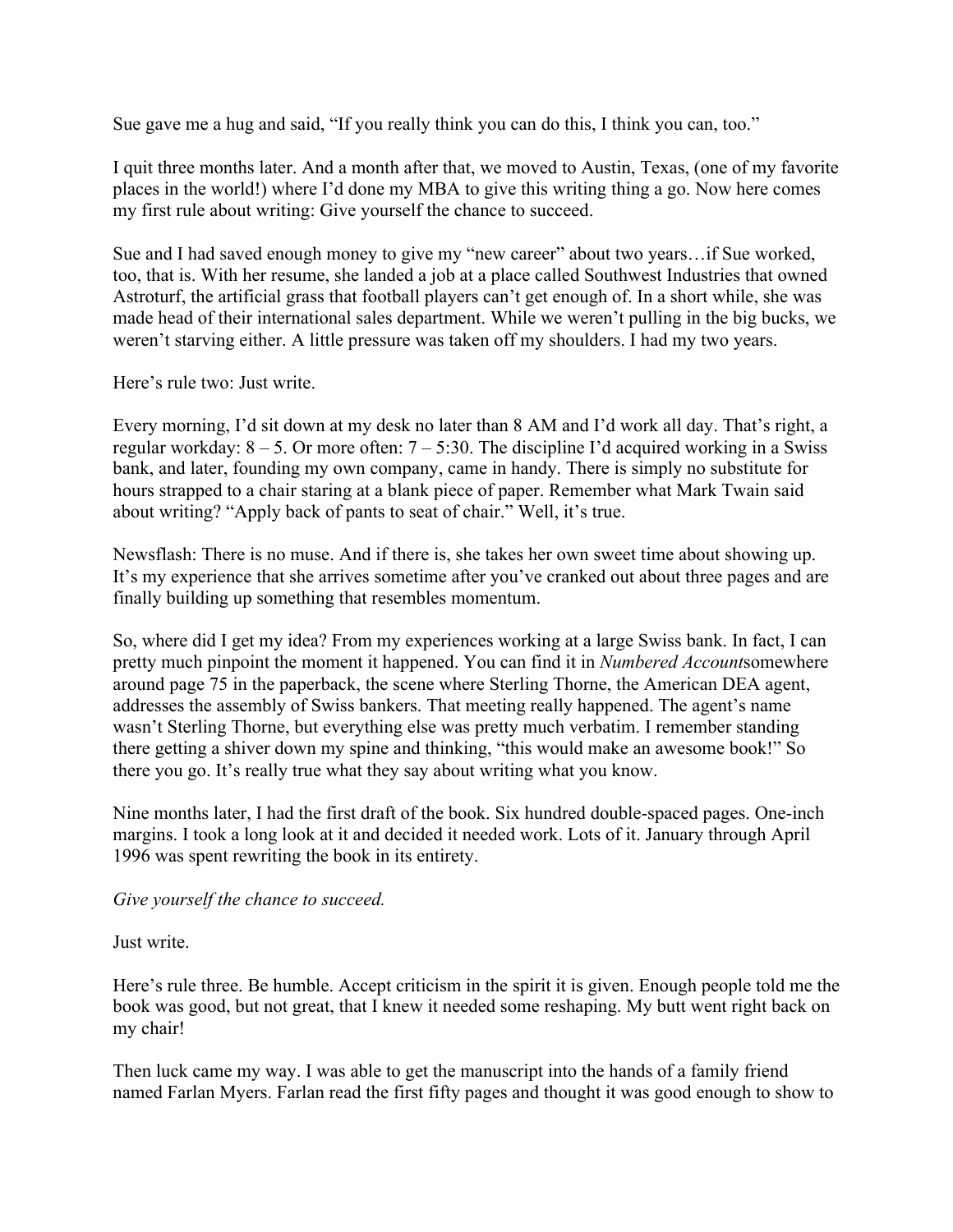Sue gave me a hug and said, "If you really think you can do this, I think you can, too."

I quit three months later. And a month after that, we moved to Austin, Texas, (one of my favorite places in the world!) where I'd done my MBA to give this writing thing a go. Now here comes my first rule about writing: Give yourself the chance to succeed.

Sue and I had saved enough money to give my "new career" about two years…if Sue worked, too, that is. With her resume, she landed a job at a place called Southwest Industries that owned Astroturf, the artificial grass that football players can't get enough of. In a short while, she was made head of their international sales department. While we weren't pulling in the big bucks, we weren't starving either. A little pressure was taken off my shoulders. I had my two years.

Here's rule two: Just write.

Every morning, I'd sit down at my desk no later than 8 AM and I'd work all day. That's right, a regular workday: 8 – 5. Or more often: 7 – 5:30. The discipline I'd acquired working in a Swiss bank, and later, founding my own company, came in handy. There is simply no substitute for hours strapped to a chair staring at a blank piece of paper. Remember what Mark Twain said about writing? "Apply back of pants to seat of chair." Well, it's true.

Newsflash: There is no muse. And if there is, she takes her own sweet time about showing up. It's my experience that she arrives sometime after you've cranked out about three pages and are finally building up something that resembles momentum.

So, where did I get my idea? From my experiences working at a large Swiss bank. In fact, I can pretty much pinpoint the moment it happened. You can find it in *Numbered Account*somewhere around page 75 in the paperback, the scene where Sterling Thorne, the American DEA agent, addresses the assembly of Swiss bankers. That meeting really happened. The agent's name wasn't Sterling Thorne, but everything else was pretty much verbatim. I remember standing there getting a shiver down my spine and thinking, "this would make an awesome book!" So there you go. It's really true what they say about writing what you know.

Nine months later, I had the first draft of the book. Six hundred double-spaced pages. One-inch margins. I took a long look at it and decided it needed work. Lots of it. January through April 1996 was spent rewriting the book in its entirety.

*Give yourself the chance to succeed.*

Just write.

Here's rule three. Be humble. Accept criticism in the spirit it is given. Enough people told me the book was good, but not great, that I knew it needed some reshaping. My butt went right back on my chair!

Then luck came my way. I was able to get the manuscript into the hands of a family friend named Farlan Myers. Farlan read the first fifty pages and thought it was good enough to show to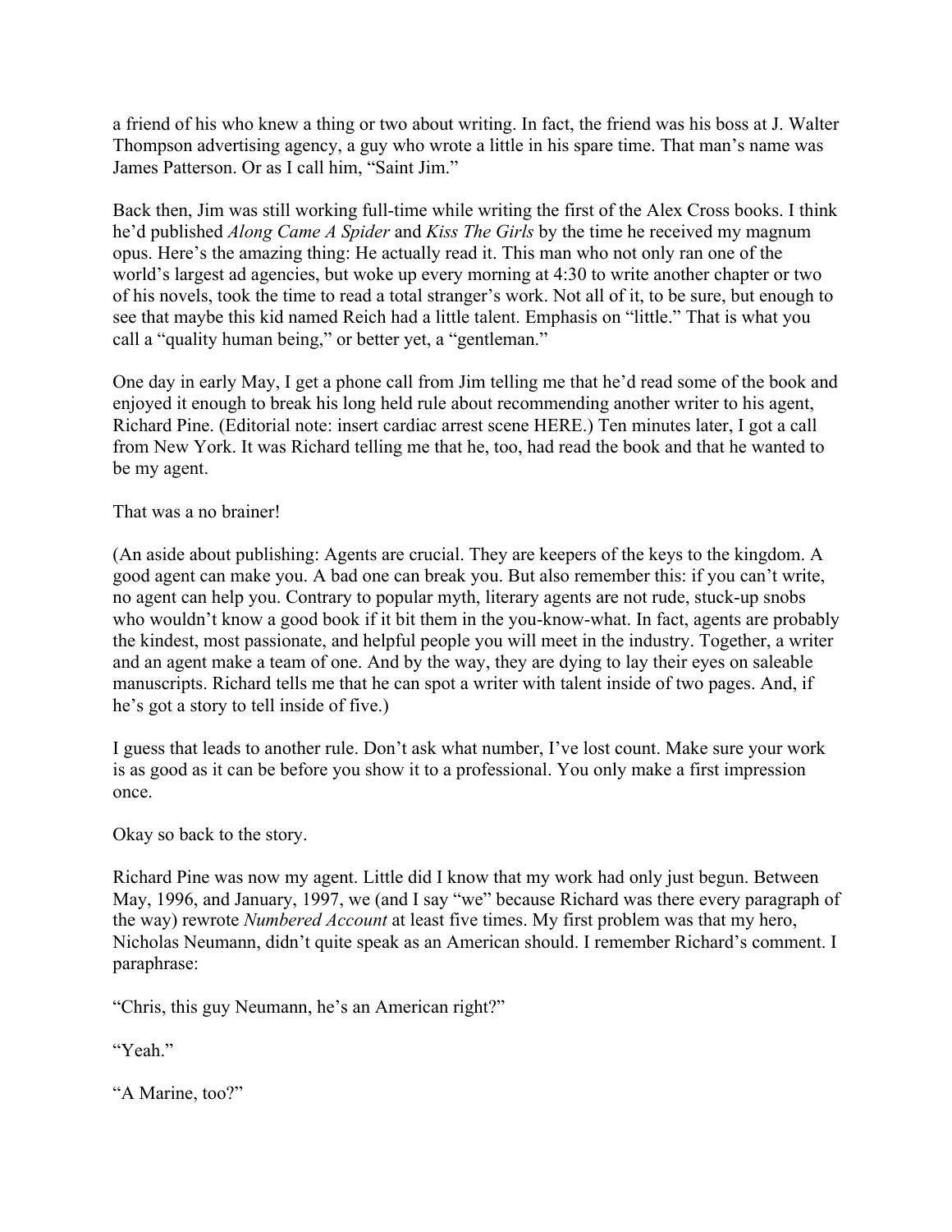a friend of his who knew a thing or two about writing. In fact, the friend was his boss at J. Walter Thompson advertising agency, a guy who wrote a little in his spare time. That man's name was James Patterson. Or as I call him, "Saint Jim."

Back then, Jim was still working full-time while writing the first of the Alex Cross books. I think he'd published *Along Came A Spider* and *Kiss The Girls* by the time he received my magnum opus. Here's the amazing thing: He actually read it. This man who not only ran one of the world's largest ad agencies, but woke up every morning at 4:30 to write another chapter or two of his novels, took the time to read a total stranger's work. Not all of it, to be sure, but enough to see that maybe this kid named Reich had a little talent. Emphasis on "little." That is what you call a "quality human being," or better yet, a "gentleman."

One day in early May, I get a phone call from Jim telling me that he'd read some of the book and enjoyed it enough to break his long held rule about recommending another writer to his agent, Richard Pine. (Editorial note: insert cardiac arrest scene HERE.) Ten minutes later, I got a call from New York. It was Richard telling me that he, too, had read the book and that he wanted to be my agent.

That was a no brainer!

(An aside about publishing: Agents are crucial. They are keepers of the keys to the kingdom. A good agent can make you. A bad one can break you. But also remember this: if you can't write, no agent can help you. Contrary to popular myth, literary agents are not rude, stuck-up snobs who wouldn't know a good book if it bit them in the you-know-what. In fact, agents are probably the kindest, most passionate, and helpful people you will meet in the industry. Together, a writer and an agent make a team of one. And by the way, they are dying to lay their eyes on saleable manuscripts. Richard tells me that he can spot a writer with talent inside of two pages. And, if he's got a story to tell inside of five.)

I guess that leads to another rule. Don't ask what number, I've lost count. Make sure your work is as good as it can be before you show it to a professional. You only make a first impression once.

Okay so back to the story.

Richard Pine was now my agent. Little did I know that my work had only just begun. Between May, 1996, and January, 1997, we (and I say "we" because Richard was there every paragraph of the way) rewrote *Numbered Account* at least five times. My first problem was that my hero, Nicholas Neumann, didn't quite speak as an American should. I remember Richard's comment. I paraphrase:

"Chris, this guy Neumann, he's an American right?"

"Yeah."

"A Marine, too?"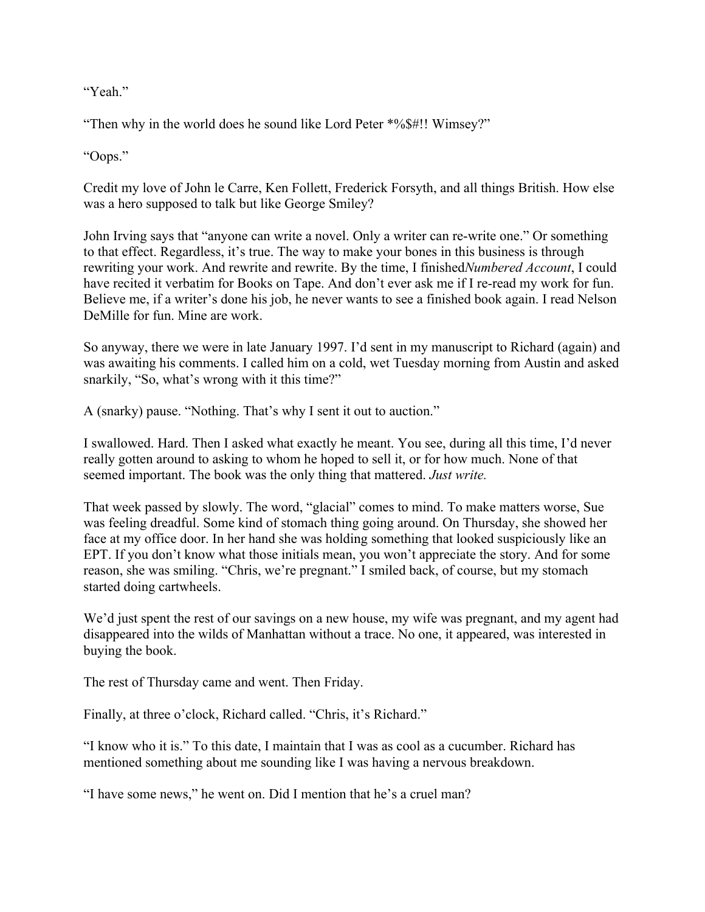"Yeah."

"Then why in the world does he sound like Lord Peter *%$#!! Wimsey?"

"Oops."

Credit my love of John le Carre, Ken Follett, Frederick Forsyth, and all things British. How else was a hero supposed to talk but like George Smiley?

John Irving says that "anyone can write a novel. Only a writer can re-write one." Or something to that effect. Regardless, it's true. The way to make your bones in this business is through rewriting your work. And rewrite and rewrite. By the time, I finished *Numbered Account*, I could have recited it verbatim for Books on Tape. And don't ever ask me if I re-read my work for fun. Believe me, if a writer's done his job, he never wants to see a finished book again. I read Nelson DeMille for fun. Mine are work.

So anyway, there we were in late January 1997. I'd sent in my manuscript to Richard (again) and was awaiting his comments. I called him on a cold, wet Tuesday morning from Austin and asked snarkily, "So, what's wrong with it this time?"

A (snarky) pause. "Nothing. That's why I sent it out to auction."

I swallowed. Hard. Then I asked what exactly he meant. You see, during all this time, I'd never really gotten around to asking to whom he hoped to sell it, or for how much. None of that seemed important. The book was the only thing that mattered. *Just write.*

That week passed by slowly. The word, "glacial" comes to mind. To make matters worse, Sue was feeling dreadful. Some kind of stomach thing going around. On Thursday, she showed her face at my office door. In her hand she was holding something that looked suspiciously like an EPT. If you don't know what those initials mean, you won't appreciate the story. And for some reason, she was smiling. "Chris, we're pregnant." I smiled back, of course, but my stomach started doing cartwheels.

We'd just spent the rest of our savings on a new house, my wife was pregnant, and my agent had disappeared into the wilds of Manhattan without a trace. No one, it appeared, was interested in buying the book.

The rest of Thursday came and went. Then Friday.

Finally, at three o'clock, Richard called. "Chris, it's Richard."

"I know who it is." To this date, I maintain that I was as cool as a cucumber. Richard has mentioned something about me sounding like I was having a nervous breakdown.

"I have some news," he went on. Did I mention that he's a cruel man?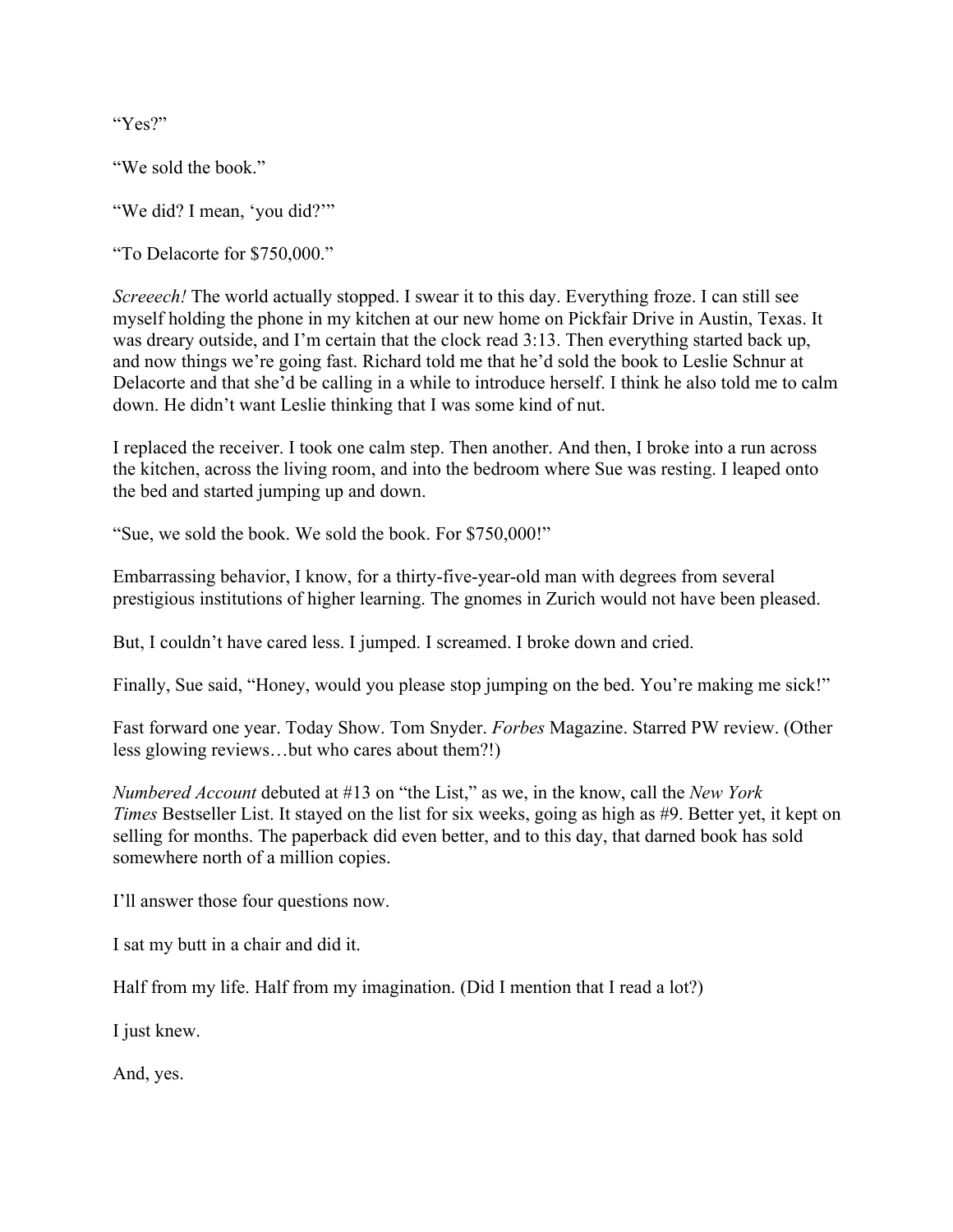“Yes?”

“We sold the book.”

“We did? I mean, ‘you did?’”

“To Delacorte for $750,000.”

*Screeech!* The world actually stopped. I swear it to this day. Everything froze. I can still see myself holding the phone in my kitchen at our new home on Pickfair Drive in Austin, Texas. It was dreary outside, and I’m certain that the clock read 3:13. Then everything started back up, and now things we’re going fast. Richard told me that he’d sold the book to Leslie Schnur at Delacorte and that she’d be calling in a while to introduce herself. I think he also told me to calm down. He didn’t want Leslie thinking that I was some kind of nut.

I replaced the receiver. I took one calm step. Then another. And then, I broke into a run across the kitchen, across the living room, and into the bedroom where Sue was resting. I leaped onto the bed and started jumping up and down.

“Sue, we sold the book. We sold the book. For $750,000!”

Embarrassing behavior, I know, for a thirty-five-year-old man with degrees from several prestigious institutions of higher learning. The gnomes in Zurich would not have been pleased.

But, I couldn’t have cared less. I jumped. I screamed. I broke down and cried.

Finally, Sue said, “Honey, would you please stop jumping on the bed. You’re making me sick!”

Fast forward one year. Today Show. Tom Snyder. *Forbes* Magazine. Starred PW review. (Other less glowing reviews…but who cares about them?!)

*Numbered Account* debuted at #13 on “the List,” as we, in the know, call the *New York Times* Bestseller List. It stayed on the list for six weeks, going as high as #9. Better yet, it kept on selling for months. The paperback did even better, and to this day, that darned book has sold somewhere north of a million copies.

I’ll answer those four questions now.

I sat my butt in a chair and did it.

Half from my life. Half from my imagination. (Did I mention that I read a lot?)

I just knew.

And, yes.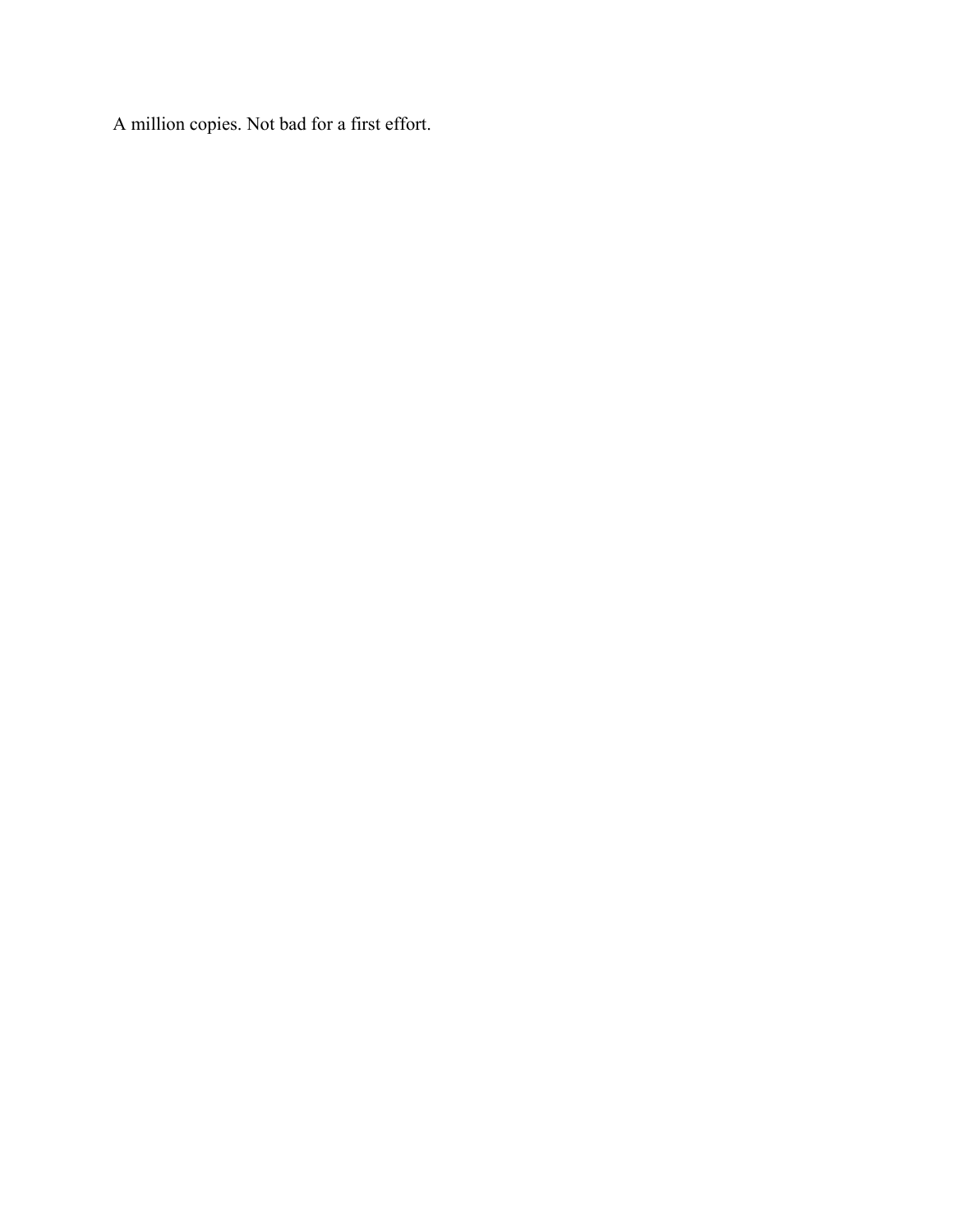A million copies. Not bad for a first effort.